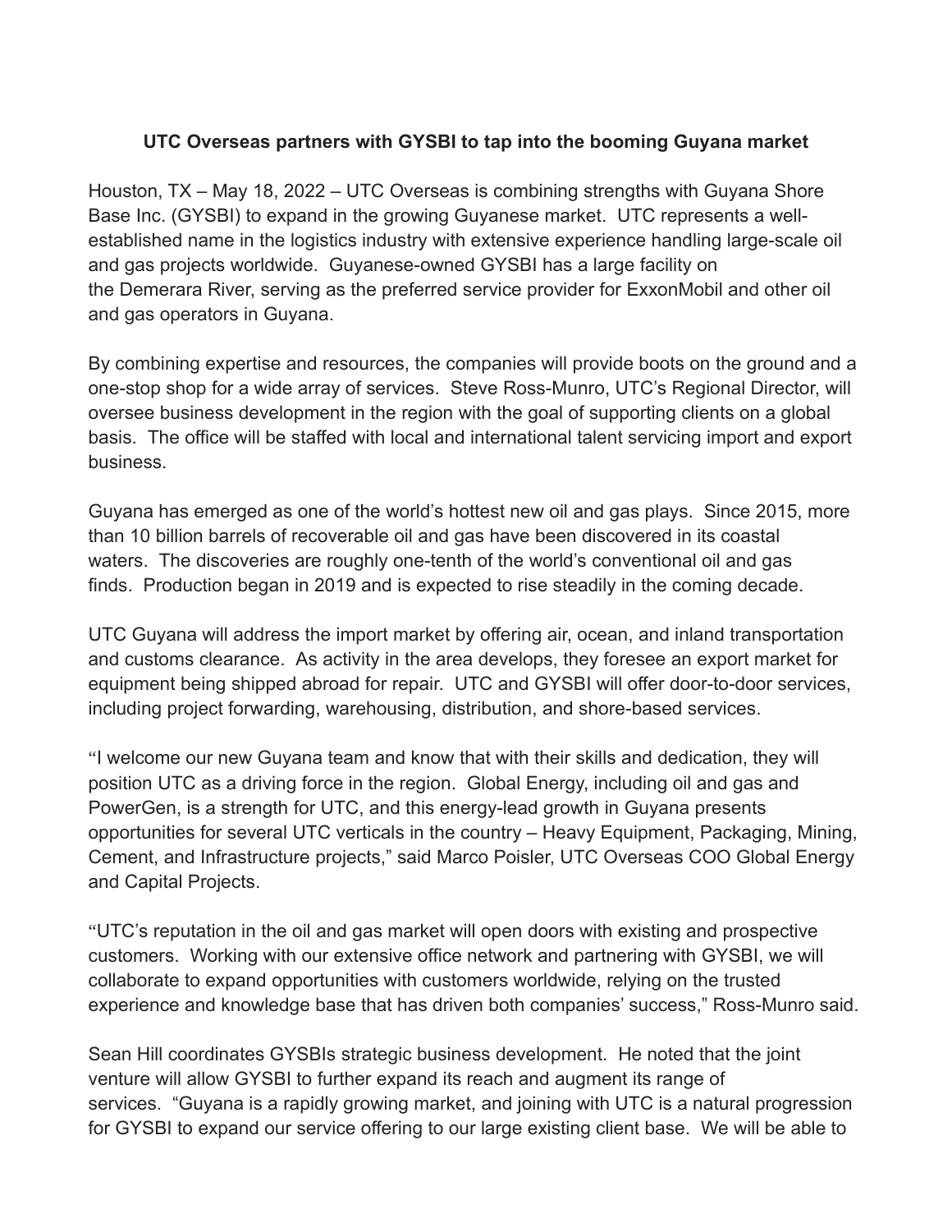**UTC Overseas partners with GYSBI to tap into the booming Guyana market**

Houston, TX – May 18, 2022 – UTC Overseas is combining strengths with Guyana Shore Base Inc. (GYSBI) to expand in the growing Guyanese market. UTC represents a well-established name in the logistics industry with extensive experience handling large-scale oil and gas projects worldwide. Guyanese-owned GYSBI has a large facility on the Demerara River, serving as the preferred service provider for ExxonMobil and other oil and gas operators in Guyana.

By combining expertise and resources, the companies will provide boots on the ground and a one-stop shop for a wide array of services. Steve Ross-Munro, UTC's Regional Director, will oversee business development in the region with the goal of supporting clients on a global basis. The office will be staffed with local and international talent servicing import and export business.

Guyana has emerged as one of the world's hottest new oil and gas plays. Since 2015, more than 10 billion barrels of recoverable oil and gas have been discovered in its coastal waters. The discoveries are roughly one-tenth of the world's conventional oil and gas finds. Production began in 2019 and is expected to rise steadily in the coming decade.

UTC Guyana will address the import market by offering air, ocean, and inland transportation and customs clearance. As activity in the area develops, they foresee an export market for equipment being shipped abroad for repair. UTC and GYSBI will offer door-to-door services, including project forwarding, warehousing, distribution, and shore-based services.

"I welcome our new Guyana team and know that with their skills and dedication, they will position UTC as a driving force in the region. Global Energy, including oil and gas and PowerGen, is a strength for UTC, and this energy-lead growth in Guyana presents opportunities for several UTC verticals in the country – Heavy Equipment, Packaging, Mining, Cement, and Infrastructure projects," said Marco Poisler, UTC Overseas COO Global Energy and Capital Projects.

"UTC's reputation in the oil and gas market will open doors with existing and prospective customers. Working with our extensive office network and partnering with GYSBI, we will collaborate to expand opportunities with customers worldwide, relying on the trusted experience and knowledge base that has driven both companies' success," Ross-Munro said.

Sean Hill coordinates GYSBIs strategic business development. He noted that the joint venture will allow GYSBI to further expand its reach and augment its range of services. "Guyana is a rapidly growing market, and joining with UTC is a natural progression for GYSBI to expand our service offering to our large existing client base. We will be able to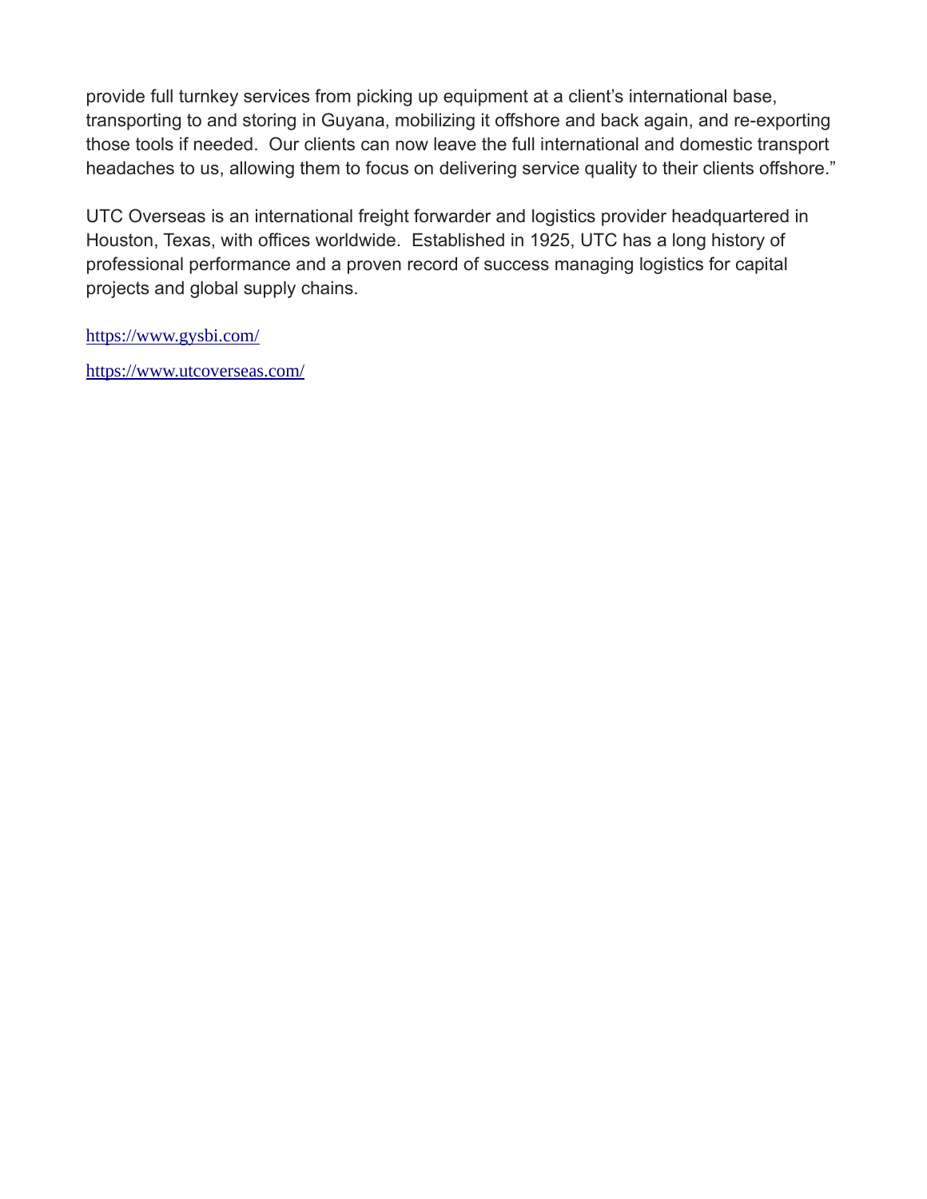provide full turnkey services from picking up equipment at a client's international base, transporting to and storing in Guyana, mobilizing it offshore and back again, and re-exporting those tools if needed. Our clients can now leave the full international and domestic transport headaches to us, allowing them to focus on delivering service quality to their clients offshore."

UTC Overseas is an international freight forwarder and logistics provider headquartered in Houston, Texas, with offices worldwide. Established in 1925, UTC has a long history of professional performance and a proven record of success managing logistics for capital projects and global supply chains.

https://www.gysbi.com/

https://www.utcoverseas.com/